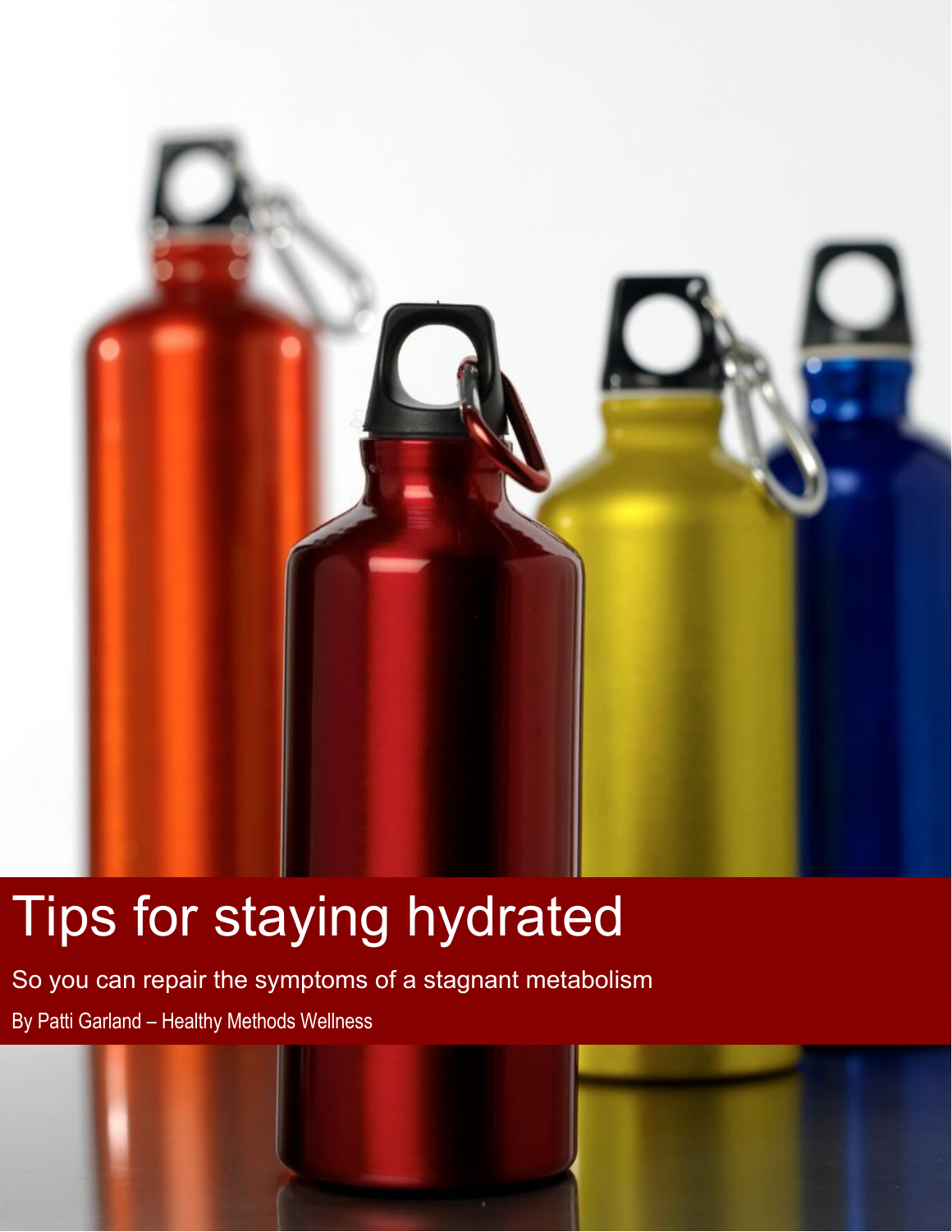# Tips for staying hydrated

So you can repair the symptoms of a stagnant metabolism

By Patti Garland – Healthy Methods Wellness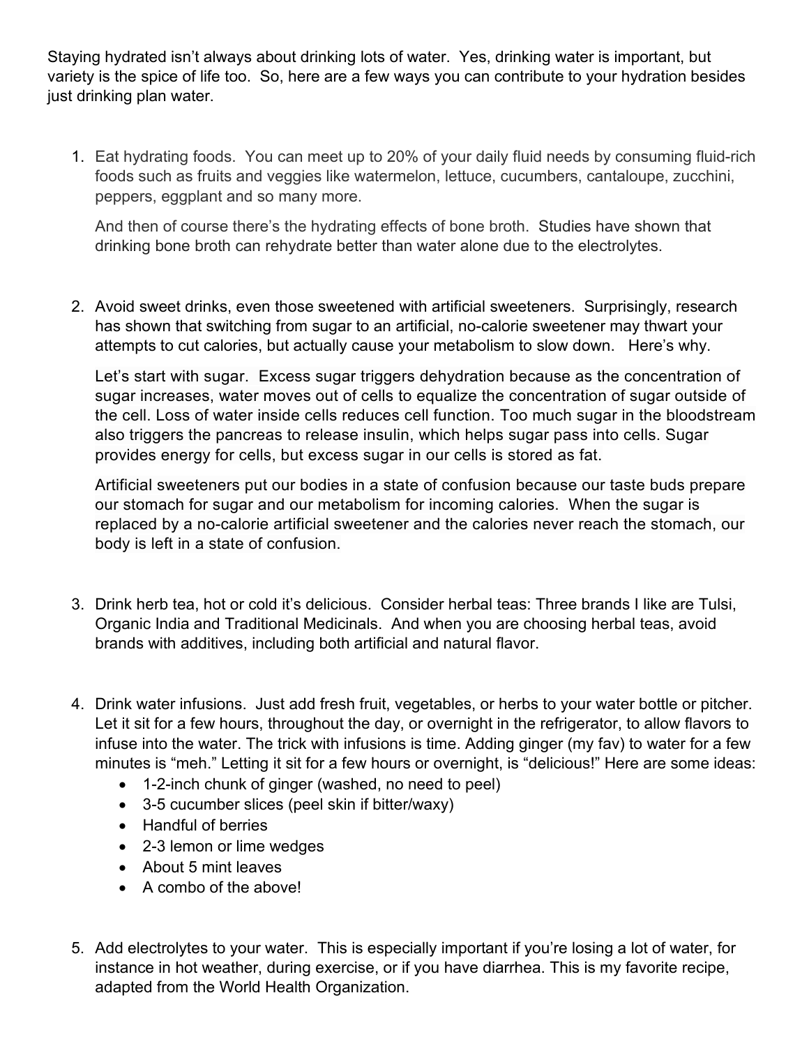Staying hydrated isn't always about drinking lots of water. Yes, drinking water is important, but variety is the spice of life too. So, here are a few ways you can contribute to your hydration besides just drinking plan water.

1. Eat hydrating foods. You can meet up to 20% of your daily fluid needs by consuming fluid-rich foods such as fruits and veggies like watermelon, lettuce, cucumbers, cantaloupe, zucchini, peppers, eggplant and so many more.

   And then of course there's the hydrating effects of bone broth. Studies have shown that drinking bone broth can rehydrate better than water alone due to the electrolytes.

2. Avoid sweet drinks, even those sweetened with artificial sweeteners. Surprisingly, research has shown that switching from sugar to an artificial, no-calorie sweetener may thwart your attempts to cut calories, but actually cause your metabolism to slow down. Here's why.

   Let's start with sugar. Excess sugar triggers dehydration because as the concentration of sugar increases, water moves out of cells to equalize the concentration of sugar outside of the cell. Loss of water inside cells reduces cell function. Too much sugar in the bloodstream also triggers the pancreas to release insulin, which helps sugar pass into cells. Sugar provides energy for cells, but excess sugar in our cells is stored as fat.

   Artificial sweeteners put our bodies in a state of confusion because our taste buds prepare our stomach for sugar and our metabolism for incoming calories. When the sugar is replaced by a no-calorie artificial sweetener and the calories never reach the stomach, our body is left in a state of confusion.

3. Drink herb tea, hot or cold it's delicious. Consider herbal teas: Three brands I like are Tulsi, Organic India and Traditional Medicinals. And when you are choosing herbal teas, avoid brands with additives, including both artificial and natural flavor.

4. Drink water infusions. Just add fresh fruit, vegetables, or herbs to your water bottle or pitcher. Let it sit for a few hours, throughout the day, or overnight in the refrigerator, to allow flavors to infuse into the water. The trick with infusions is time. Adding ginger (my fav) to water for a few minutes is "meh." Letting it sit for a few hours or overnight, is "delicious!" Here are some ideas:
   - 1-2-inch chunk of ginger (washed, no need to peel)
   - 3-5 cucumber slices (peel skin if bitter/waxy)
   - Handful of berries
   - 2-3 lemon or lime wedges
   - About 5 mint leaves
   - A combo of the above!

5. Add electrolytes to your water. This is especially important if you're losing a lot of water, for instance in hot weather, during exercise, or if you have diarrhea. This is my favorite recipe, adapted from the World Health Organization.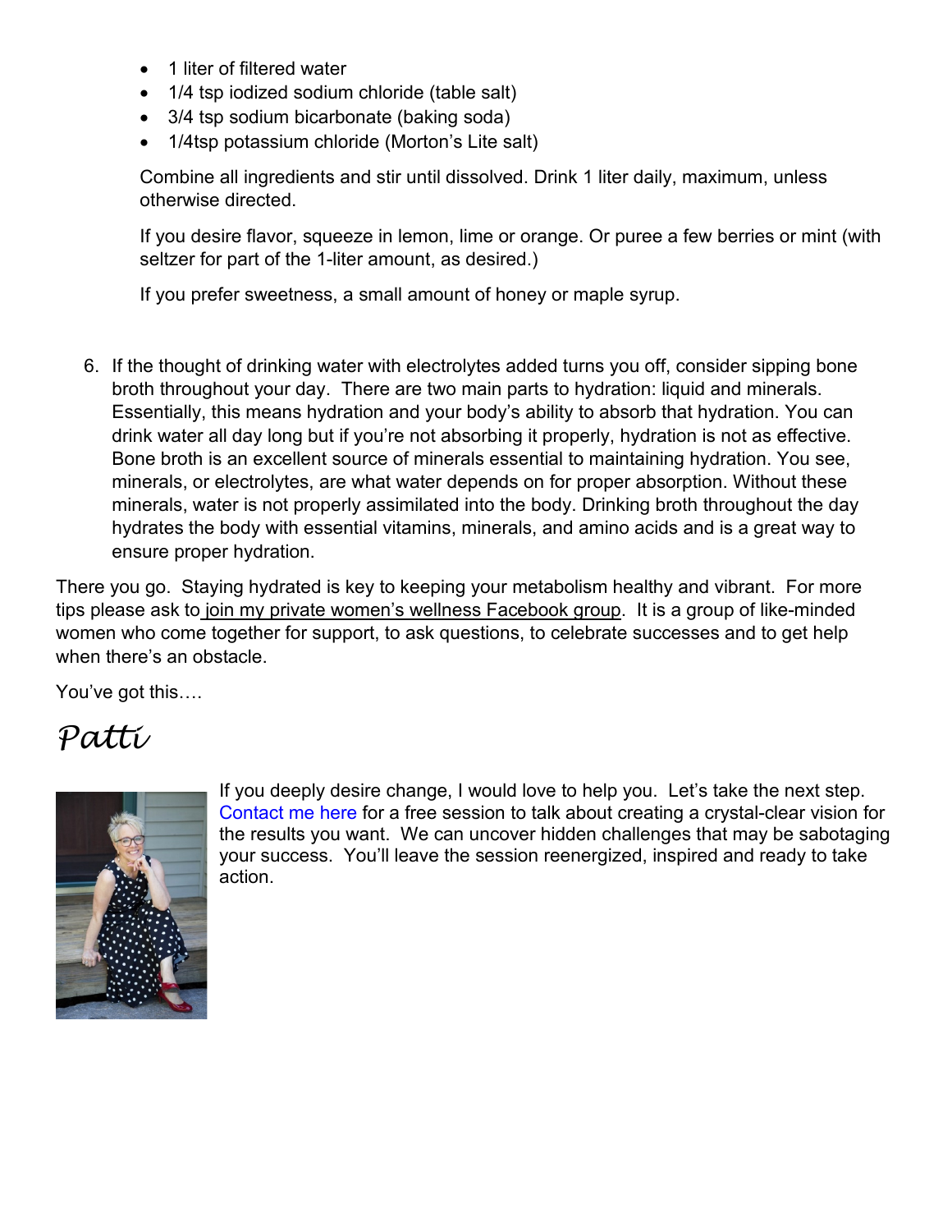- 1 liter of filtered water
- 1/4 tsp iodized sodium chloride (table salt)
- 3/4 tsp sodium bicarbonate (baking soda)
- 1/4tsp potassium chloride (Morton's Lite salt)

Combine all ingredients and stir until dissolved. Drink 1 liter daily, maximum, unless otherwise directed.

If you desire flavor, squeeze in lemon, lime or orange. Or puree a few berries or mint (with seltzer for part of the 1-liter amount, as desired.)

If you prefer sweetness, a small amount of honey or maple syrup.

6. If the thought of drinking water with electrolytes added turns you off, consider sipping bone broth throughout your day. There are two main parts to hydration: liquid and minerals. Essentially, this means hydration and your body's ability to absorb that hydration. You can drink water all day long but if you're not absorbing it properly, hydration is not as effective. Bone broth is an excellent source of minerals essential to maintaining hydration. You see, minerals, or electrolytes, are what water depends on for proper absorption. Without these minerals, water is not properly assimilated into the body. Drinking broth throughout the day hydrates the body with essential vitamins, minerals, and amino acids and is a great way to ensure proper hydration.

There you go. Staying hydrated is key to keeping your metabolism healthy and vibrant. For more tips please ask to join my private women's wellness Facebook group. It is a group of like-minded women who come together for support, to ask questions, to celebrate successes and to get help when there's an obstacle.

You've got this….

*Patti*

If you deeply desire change, I would love to help you. Let's take the next step. Contact me here for a free session to talk about creating a crystal-clear vision for the results you want. We can uncover hidden challenges that may be sabotaging your success. You'll leave the session reenergized, inspired and ready to take action.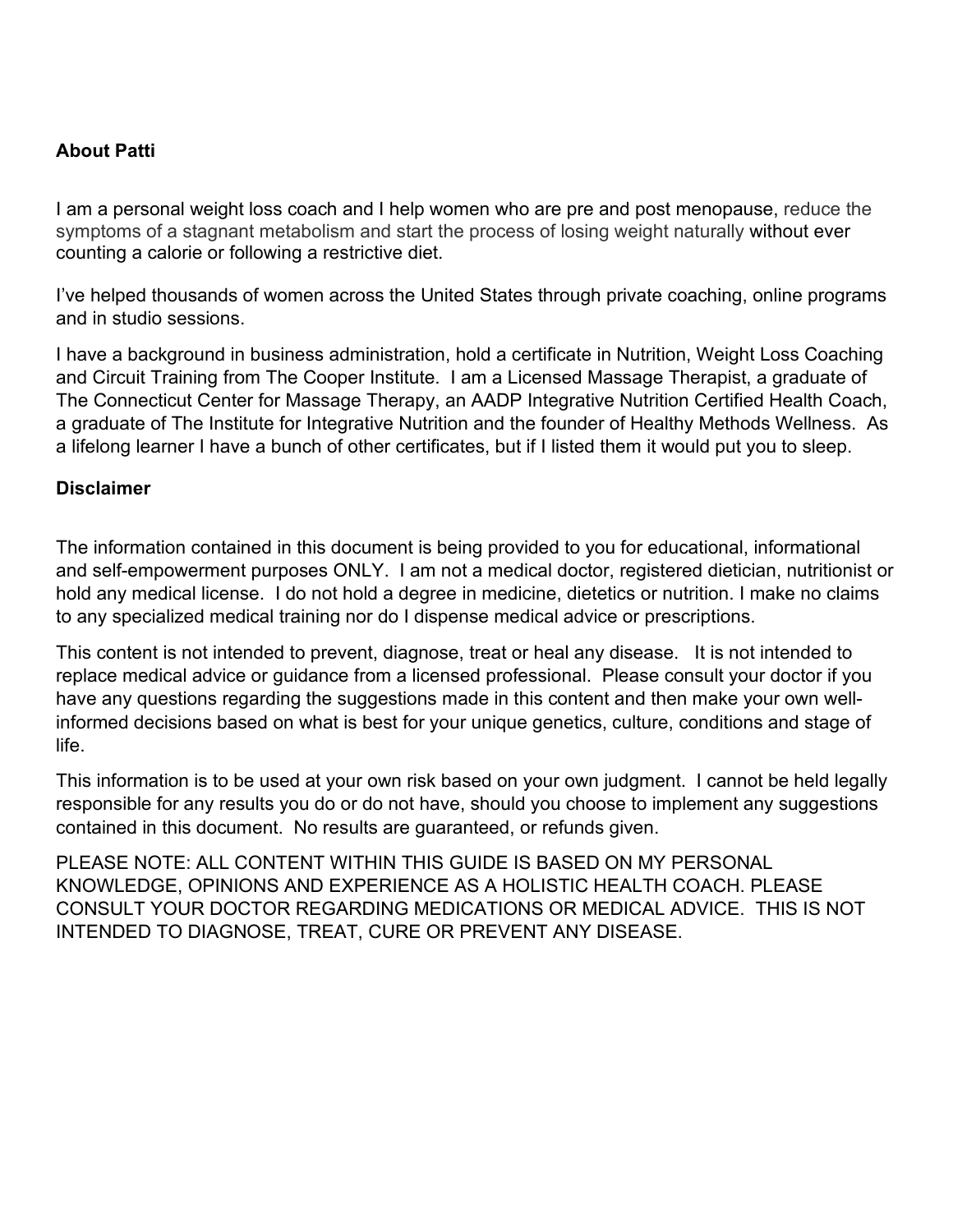## About Patti

I am a personal weight loss coach and I help women who are pre and post menopause, reduce the symptoms of a stagnant metabolism and start the process of losing weight naturally without ever counting a calorie or following a restrictive diet.

I've helped thousands of women across the United States through private coaching, online programs and in studio sessions.

I have a background in business administration, hold a certificate in Nutrition, Weight Loss Coaching and Circuit Training from The Cooper Institute. I am a Licensed Massage Therapist, a graduate of The Connecticut Center for Massage Therapy, an AADP Integrative Nutrition Certified Health Coach, a graduate of The Institute for Integrative Nutrition and the founder of Healthy Methods Wellness. As a lifelong learner I have a bunch of other certificates, but if I listed them it would put you to sleep.

## Disclaimer

The information contained in this document is being provided to you for educational, informational and self-empowerment purposes ONLY. I am not a medical doctor, registered dietician, nutritionist or hold any medical license. I do not hold a degree in medicine, dietetics or nutrition. I make no claims to any specialized medical training nor do I dispense medical advice or prescriptions.

This content is not intended to prevent, diagnose, treat or heal any disease. It is not intended to replace medical advice or guidance from a licensed professional. Please consult your doctor if you have any questions regarding the suggestions made in this content and then make your own well-informed decisions based on what is best for your unique genetics, culture, conditions and stage of life.

This information is to be used at your own risk based on your own judgment. I cannot be held legally responsible for any results you do or do not have, should you choose to implement any suggestions contained in this document. No results are guaranteed, or refunds given.

PLEASE NOTE: ALL CONTENT WITHIN THIS GUIDE IS BASED ON MY PERSONAL KNOWLEDGE, OPINIONS AND EXPERIENCE AS A HOLISTIC HEALTH COACH. PLEASE CONSULT YOUR DOCTOR REGARDING MEDICATIONS OR MEDICAL ADVICE. THIS IS NOT INTENDED TO DIAGNOSE, TREAT, CURE OR PREVENT ANY DISEASE.